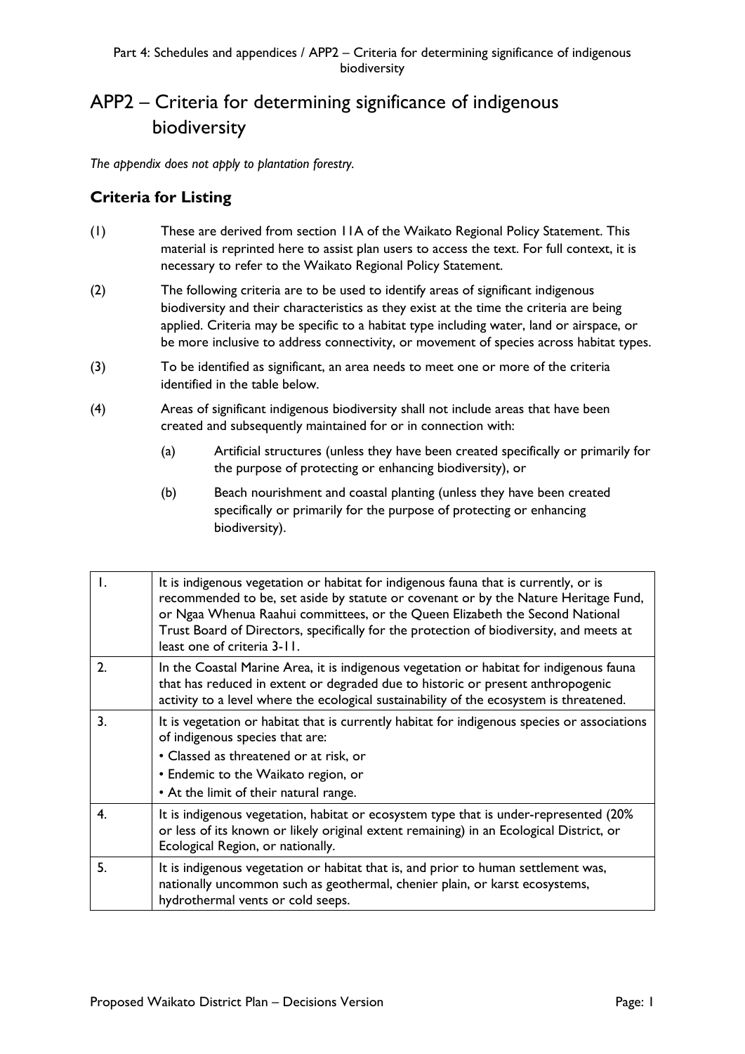# APP2 – Criteria for determining significance of indigenous biodiversity

*The appendix does not apply to plantation forestry.*

## Criteria for Listing

(1) These are derived from section 11A of the Waikato Regional Policy Statement. This material is reprinted here to assist plan users to access the text. For full context, it is necessary to refer to the Waikato Regional Policy Statement.

(2) The following criteria are to be used to identify areas of significant indigenous biodiversity and their characteristics as they exist at the time the criteria are being applied. Criteria may be specific to a habitat type including water, land or airspace, or be more inclusive to address connectivity, or movement of species across habitat types.

(3) To be identified as significant, an area needs to meet one or more of the criteria identified in the table below.

(4) Areas of significant indigenous biodiversity shall not include areas that have been created and subsequently maintained for or in connection with:

  (a) Artificial structures (unless they have been created specifically or primarily for the purpose of protecting or enhancing biodiversity), or

  (b) Beach nourishment and coastal planting (unless they have been created specifically or primarily for the purpose of protecting or enhancing biodiversity).

| | |
|---|---|
| 1. | It is indigenous vegetation or habitat for indigenous fauna that is currently, or is recommended to be, set aside by statute or covenant or by the Nature Heritage Fund, or Ngaa Whenua Raahui committees, or the Queen Elizabeth the Second National Trust Board of Directors, specifically for the protection of biodiversity, and meets at least one of criteria 3-11. |
| 2. | In the Coastal Marine Area, it is indigenous vegetation or habitat for indigenous fauna that has reduced in extent or degraded due to historic or present anthropogenic activity to a level where the ecological sustainability of the ecosystem is threatened. |
| 3. | It is vegetation or habitat that is currently habitat for indigenous species or associations of indigenous species that are:<br>• Classed as threatened or at risk, or<br>• Endemic to the Waikato region, or<br>• At the limit of their natural range. |
| 4. | It is indigenous vegetation, habitat or ecosystem type that is under-represented (20% or less of its known or likely original extent remaining) in an Ecological District, or Ecological Region, or nationally. |
| 5. | It is indigenous vegetation or habitat that is, and prior to human settlement was, nationally uncommon such as geothermal, chenier plain, or karst ecosystems, hydrothermal vents or cold seeps. |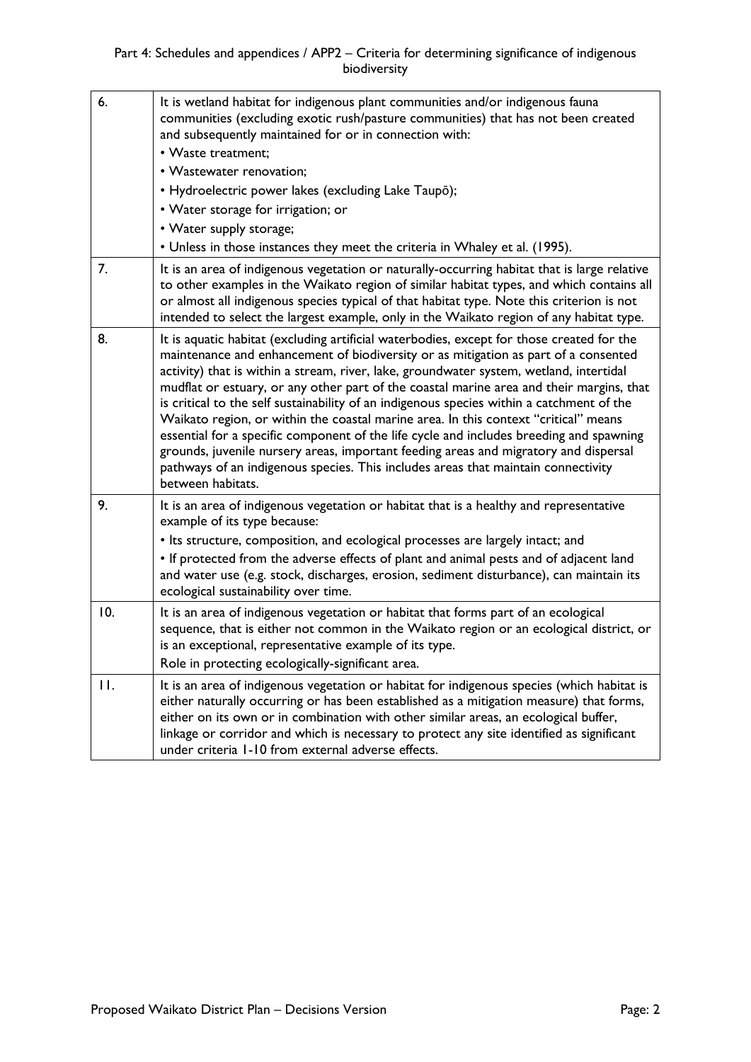| | |
|---|---|
| 6. | It is wetland habitat for indigenous plant communities and/or indigenous fauna communities (excluding exotic rush/pasture communities) that has not been created and subsequently maintained for or in connection with:<br>• Waste treatment;<br>• Wastewater renovation;<br>• Hydroelectric power lakes (excluding Lake Taupō);<br>• Water storage for irrigation; or<br>• Water supply storage;<br>• Unless in those instances they meet the criteria in Whaley et al. (1995). |
| 7. | It is an area of indigenous vegetation or naturally-occurring habitat that is large relative to other examples in the Waikato region of similar habitat types, and which contains all or almost all indigenous species typical of that habitat type. Note this criterion is not intended to select the largest example, only in the Waikato region of any habitat type. |
| 8. | It is aquatic habitat (excluding artificial waterbodies, except for those created for the maintenance and enhancement of biodiversity or as mitigation as part of a consented activity) that is within a stream, river, lake, groundwater system, wetland, intertidal mudflat or estuary, or any other part of the coastal marine area and their margins, that is critical to the self sustainability of an indigenous species within a catchment of the Waikato region, or within the coastal marine area. In this context "critical" means essential for a specific component of the life cycle and includes breeding and spawning grounds, juvenile nursery areas, important feeding areas and migratory and dispersal pathways of an indigenous species. This includes areas that maintain connectivity between habitats. |
| 9. | It is an area of indigenous vegetation or habitat that is a healthy and representative example of its type because:<br>• Its structure, composition, and ecological processes are largely intact; and<br>• If protected from the adverse effects of plant and animal pests and of adjacent land and water use (e.g. stock, discharges, erosion, sediment disturbance), can maintain its ecological sustainability over time. |
| 10. | It is an area of indigenous vegetation or habitat that forms part of an ecological sequence, that is either not common in the Waikato region or an ecological district, or is an exceptional, representative example of its type.<br>Role in protecting ecologically-significant area. |
| 11. | It is an area of indigenous vegetation or habitat for indigenous species (which habitat is either naturally occurring or has been established as a mitigation measure) that forms, either on its own or in combination with other similar areas, an ecological buffer, linkage or corridor and which is necessary to protect any site identified as significant under criteria 1-10 from external adverse effects. |